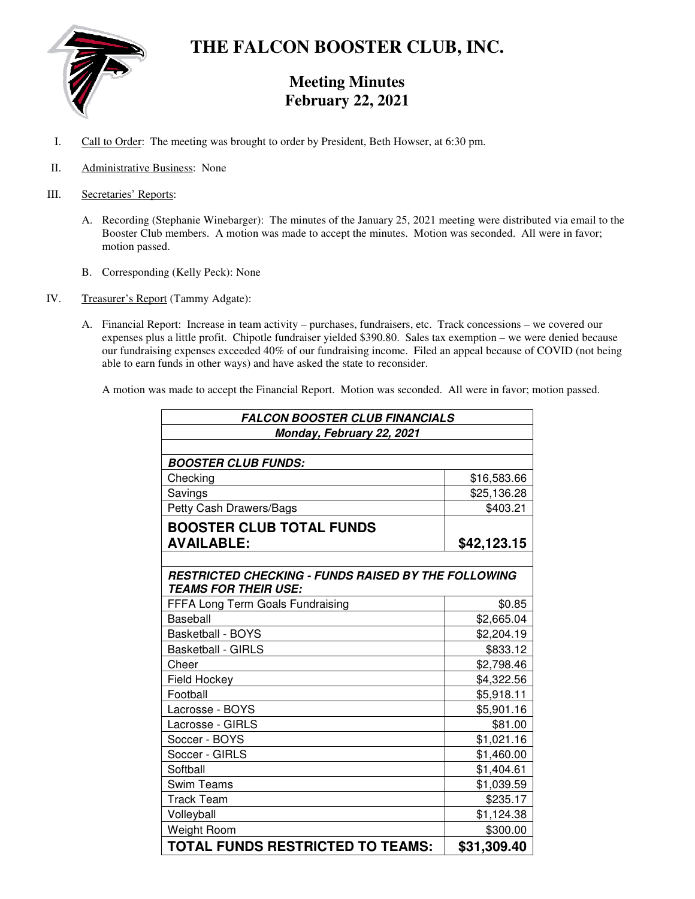# THE FALCON BOOSTER CLUB, INC.

## Meeting Minutes
## February 22, 2021

I. Call to Order: The meeting was brought to order by President, Beth Howser, at 6:30 pm.

II. Administrative Business: None

III. Secretaries' Reports:

A. Recording (Stephanie Winebarger): The minutes of the January 25, 2021 meeting were distributed via email to the Booster Club members. A motion was made to accept the minutes. Motion was seconded. All were in favor; motion passed.

B. Corresponding (Kelly Peck): None

IV. Treasurer's Report (Tammy Adgate):

A. Financial Report: Increase in team activity – purchases, fundraisers, etc. Track concessions – we covered our expenses plus a little profit. Chipotle fundraiser yielded $390.80. Sales tax exemption – we were denied because our fundraising expenses exceeded 40% of our fundraising income. Filed an appeal because of COVID (not being able to earn funds in other ways) and have asked the state to reconsider.

A motion was made to accept the Financial Report. Motion was seconded. All were in favor; motion passed.

| | |
|---|---|
| ***FALCON BOOSTER CLUB FINANCIALS*** | |
| ***Monday, February 22, 2021*** | |
| | |
| ***BOOSTER CLUB FUNDS:*** | |
| Checking | $16,583.66 |
| Savings | $25,136.28 |
| Petty Cash Drawers/Bags | $403.21 |
| **BOOSTER CLUB TOTAL FUNDS AVAILABLE:** | **$42,123.15** |
| | |
| ***RESTRICTED CHECKING - FUNDS RAISED BY THE FOLLOWING TEAMS FOR THEIR USE:*** | |
| FFFA Long Term Goals Fundraising | $0.85 |
| Baseball | $2,665.04 |
| Basketball - BOYS | $2,204.19 |
| Basketball - GIRLS | $833.12 |
| Cheer | $2,798.46 |
| Field Hockey | $4,322.56 |
| Football | $5,918.11 |
| Lacrosse - BOYS | $5,901.16 |
| Lacrosse - GIRLS | $81.00 |
| Soccer - BOYS | $1,021.16 |
| Soccer - GIRLS | $1,460.00 |
| Softball | $1,404.61 |
| Swim Teams | $1,039.59 |
| Track Team | $235.17 |
| Volleyball | $1,124.38 |
| Weight Room | $300.00 |
| **TOTAL FUNDS RESTRICTED TO TEAMS:** | **$31,309.40** |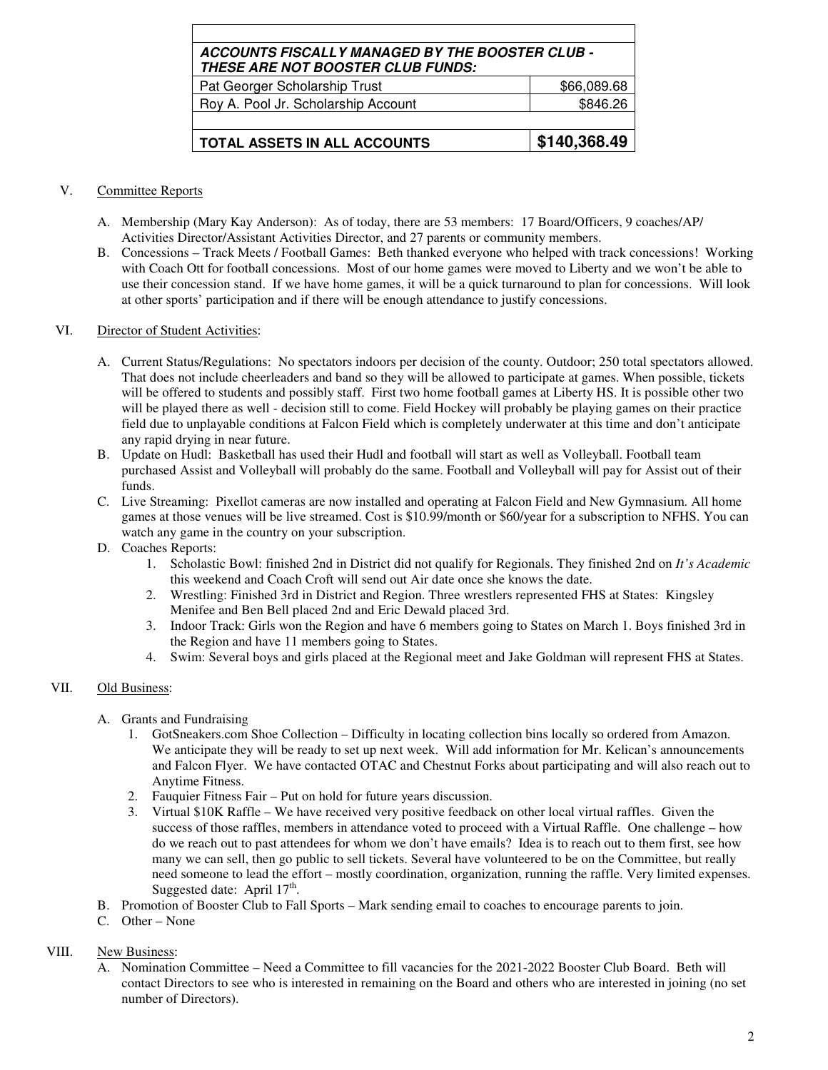| | |
|---|---|
| ***ACCOUNTS FISCALLY MANAGED BY THE BOOSTER CLUB - THESE ARE NOT BOOSTER CLUB FUNDS:*** | |
| Pat Georger Scholarship Trust | $66,089.68 |
| Roy A. Pool Jr. Scholarship Account | $846.26 |
| | |
| **TOTAL ASSETS IN ALL ACCOUNTS** | **$140,368.49** |

V. Committee Reports

A. Membership (Mary Kay Anderson): As of today, there are 53 members: 17 Board/Officers, 9 coaches/AP/ Activities Director/Assistant Activities Director, and 27 parents or community members.

B. Concessions – Track Meets / Football Games: Beth thanked everyone who helped with track concessions! Working with Coach Ott for football concessions. Most of our home games were moved to Liberty and we won't be able to use their concession stand. If we have home games, it will be a quick turnaround to plan for concessions. Will look at other sports' participation and if there will be enough attendance to justify concessions.

VI. Director of Student Activities:

A. Current Status/Regulations: No spectators indoors per decision of the county. Outdoor; 250 total spectators allowed. That does not include cheerleaders and band so they will be allowed to participate at games. When possible, tickets will be offered to students and possibly staff. First two home football games at Liberty HS. It is possible other two will be played there as well - decision still to come. Field Hockey will probably be playing games on their practice field due to unplayable conditions at Falcon Field which is completely underwater at this time and don't anticipate any rapid drying in near future.

B. Update on Hudl: Basketball has used their Hudl and football will start as well as Volleyball. Football team purchased Assist and Volleyball will probably do the same. Football and Volleyball will pay for Assist out of their funds.

C. Live Streaming: Pixellot cameras are now installed and operating at Falcon Field and New Gymnasium. All home games at those venues will be live streamed. Cost is $10.99/month or $60/year for a subscription to NFHS. You can watch any game in the country on your subscription.

D. Coaches Reports:
   1. Scholastic Bowl: finished 2nd in District did not qualify for Regionals. They finished 2nd on *It's Academic* this weekend and Coach Croft will send out Air date once she knows the date.
   2. Wrestling: Finished 3rd in District and Region. Three wrestlers represented FHS at States: Kingsley Menifee and Ben Bell placed 2nd and Eric Dewald placed 3rd.
   3. Indoor Track: Girls won the Region and have 6 members going to States on March 1. Boys finished 3rd in the Region and have 11 members going to States.
   4. Swim: Several boys and girls placed at the Regional meet and Jake Goldman will represent FHS at States.

VII. Old Business:

A. Grants and Fundraising
   1. GotSneakers.com Shoe Collection – Difficulty in locating collection bins locally so ordered from Amazon. We anticipate they will be ready to set up next week. Will add information for Mr. Kelican's announcements and Falcon Flyer. We have contacted OTAC and Chestnut Forks about participating and will also reach out to Anytime Fitness.
   2. Fauquier Fitness Fair – Put on hold for future years discussion.
   3. Virtual $10K Raffle – We have received very positive feedback on other local virtual raffles. Given the success of those raffles, members in attendance voted to proceed with a Virtual Raffle. One challenge – how do we reach out to past attendees for whom we don't have emails? Idea is to reach out to them first, see how many we can sell, then go public to sell tickets. Several have volunteered to be on the Committee, but really need someone to lead the effort – mostly coordination, organization, running the raffle. Very limited expenses. Suggested date: April 17th.

B. Promotion of Booster Club to Fall Sports – Mark sending email to coaches to encourage parents to join.

C. Other – None

VIII. New Business:

A. Nomination Committee – Need a Committee to fill vacancies for the 2021-2022 Booster Club Board. Beth will contact Directors to see who is interested in remaining on the Board and others who are interested in joining (no set number of Directors).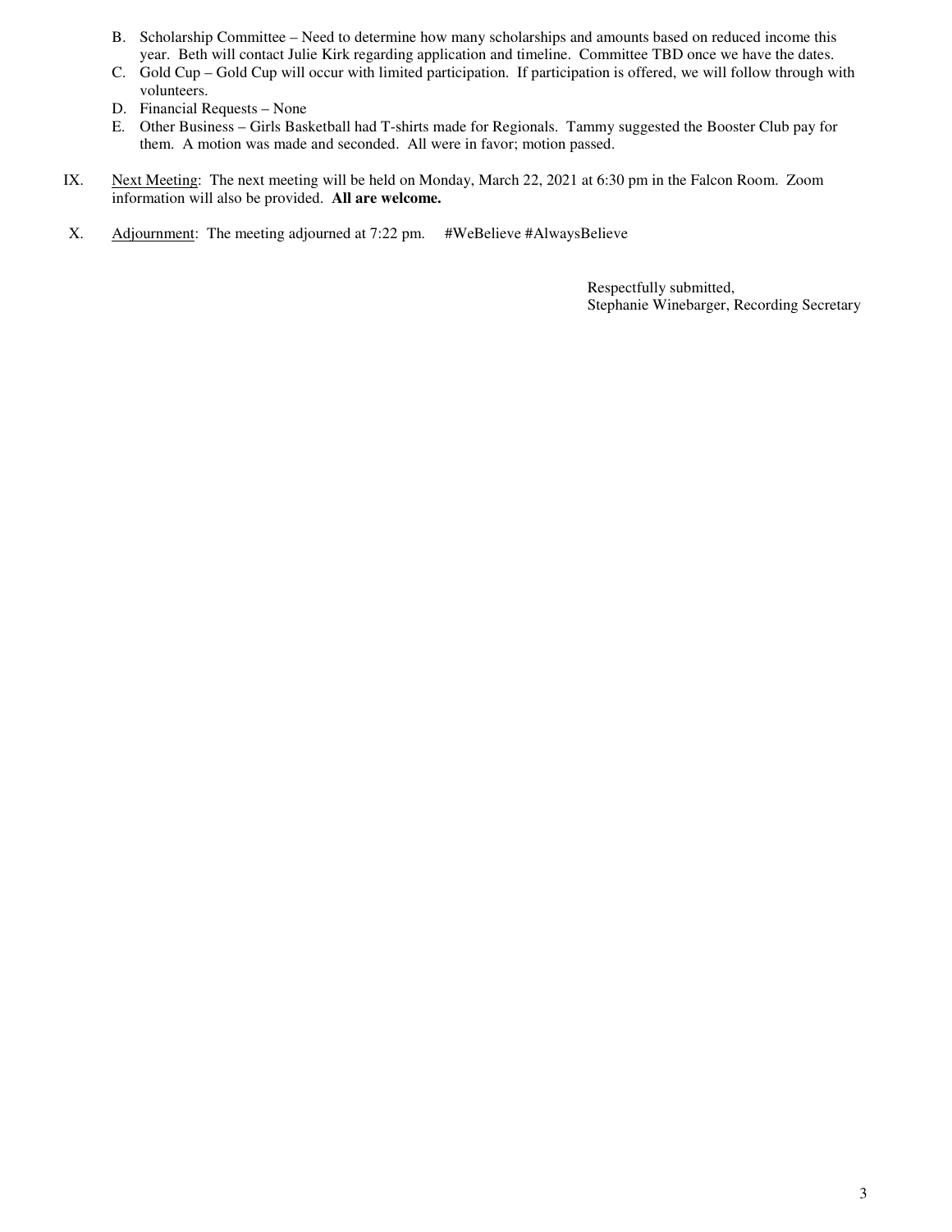B. Scholarship Committee – Need to determine how many scholarships and amounts based on reduced income this year. Beth will contact Julie Kirk regarding application and timeline. Committee TBD once we have the dates.

C. Gold Cup – Gold Cup will occur with limited participation. If participation is offered, we will follow through with volunteers.

D. Financial Requests – None

E. Other Business – Girls Basketball had T-shirts made for Regionals. Tammy suggested the Booster Club pay for them. A motion was made and seconded. All were in favor; motion passed.

IX. Next Meeting: The next meeting will be held on Monday, March 22, 2021 at 6:30 pm in the Falcon Room. Zoom information will also be provided. **All are welcome.**

X. Adjournment: The meeting adjourned at 7:22 pm. #WeBelieve #AlwaysBelieve

Respectfully submitted,
Stephanie Winebarger, Recording Secretary